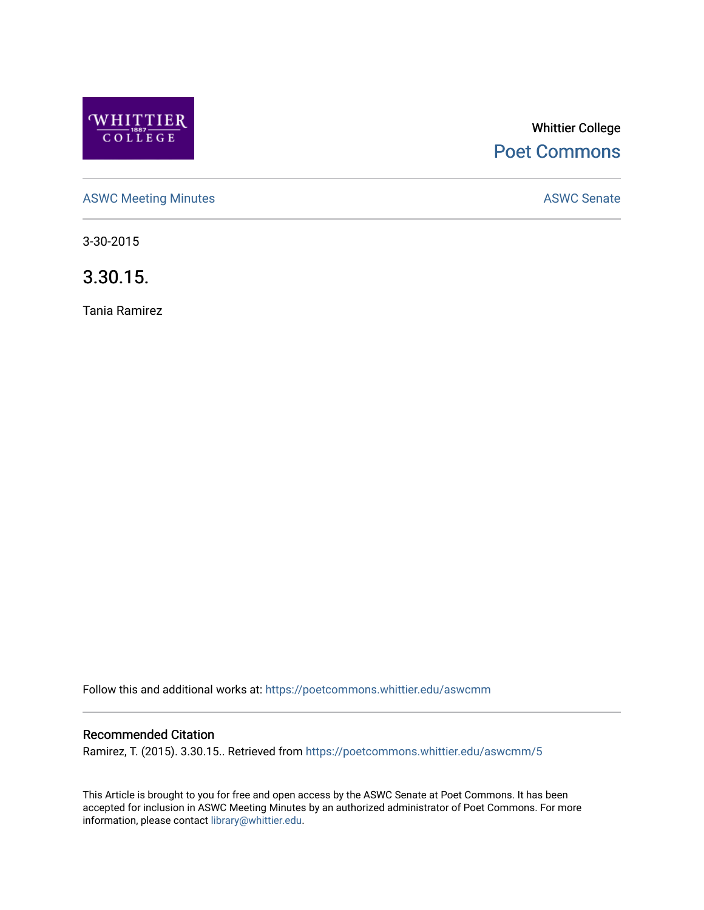Whittier College

Poet Commons

ASWC Meeting Minutes

ASWC Senate

3-30-2015

# 3.30.15.

Tania Ramirez

Follow this and additional works at: https://poetcommons.whittier.edu/aswcmm

## Recommended Citation

Ramirez, T. (2015). 3.30.15.. Retrieved from https://poetcommons.whittier.edu/aswcmm/5

This Article is brought to you for free and open access by the ASWC Senate at Poet Commons. It has been accepted for inclusion in ASWC Meeting Minutes by an authorized administrator of Poet Commons. For more information, please contact library@whittier.edu.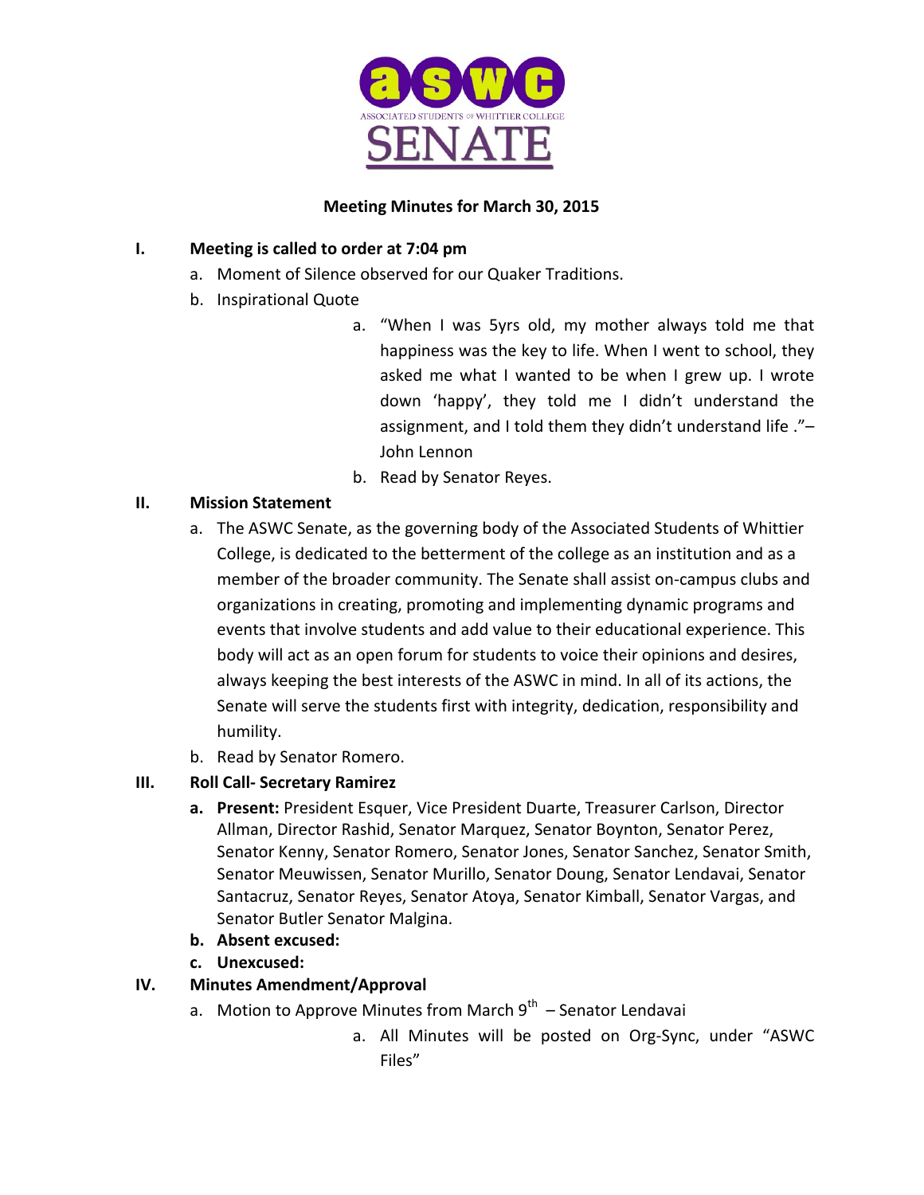**ASWC SENATE**

**Meeting Minutes for March 30, 2015**

**I. Meeting is called to order at 7:04 pm**

a. Moment of Silence observed for our Quaker Traditions.

b. Inspirational Quote

   a. "When I was 5yrs old, my mother always told me that happiness was the key to life. When I went to school, they asked me what I wanted to be when I grew up. I wrote down 'happy', they told me I didn't understand the assignment, and I told them they didn't understand life ."– John Lennon

   b. Read by Senator Reyes.

**II. Mission Statement**

a. The ASWC Senate, as the governing body of the Associated Students of Whittier College, is dedicated to the betterment of the college as an institution and as a member of the broader community. The Senate shall assist on-campus clubs and organizations in creating, promoting and implementing dynamic programs and events that involve students and add value to their educational experience. This body will act as an open forum for students to voice their opinions and desires, always keeping the best interests of the ASWC in mind. In all of its actions, the Senate will serve the students first with integrity, dedication, responsibility and humility.

b. Read by Senator Romero.

**III. Roll Call- Secretary Ramirez**

**a. Present:** President Esquer, Vice President Duarte, Treasurer Carlson, Director Allman, Director Rashid, Senator Marquez, Senator Boynton, Senator Perez, Senator Kenny, Senator Romero, Senator Jones, Senator Sanchez, Senator Smith, Senator Meuwissen, Senator Murillo, Senator Doung, Senator Lendavai, Senator Santacruz, Senator Reyes, Senator Atoya, Senator Kimball, Senator Vargas, and Senator Butler Senator Malgina.

**b. Absent excused:**

**c. Unexcused:**

**IV. Minutes Amendment/Approval**

a. Motion to Approve Minutes from March 9th – Senator Lendavai

   a. All Minutes will be posted on Org-Sync, under "ASWC Files"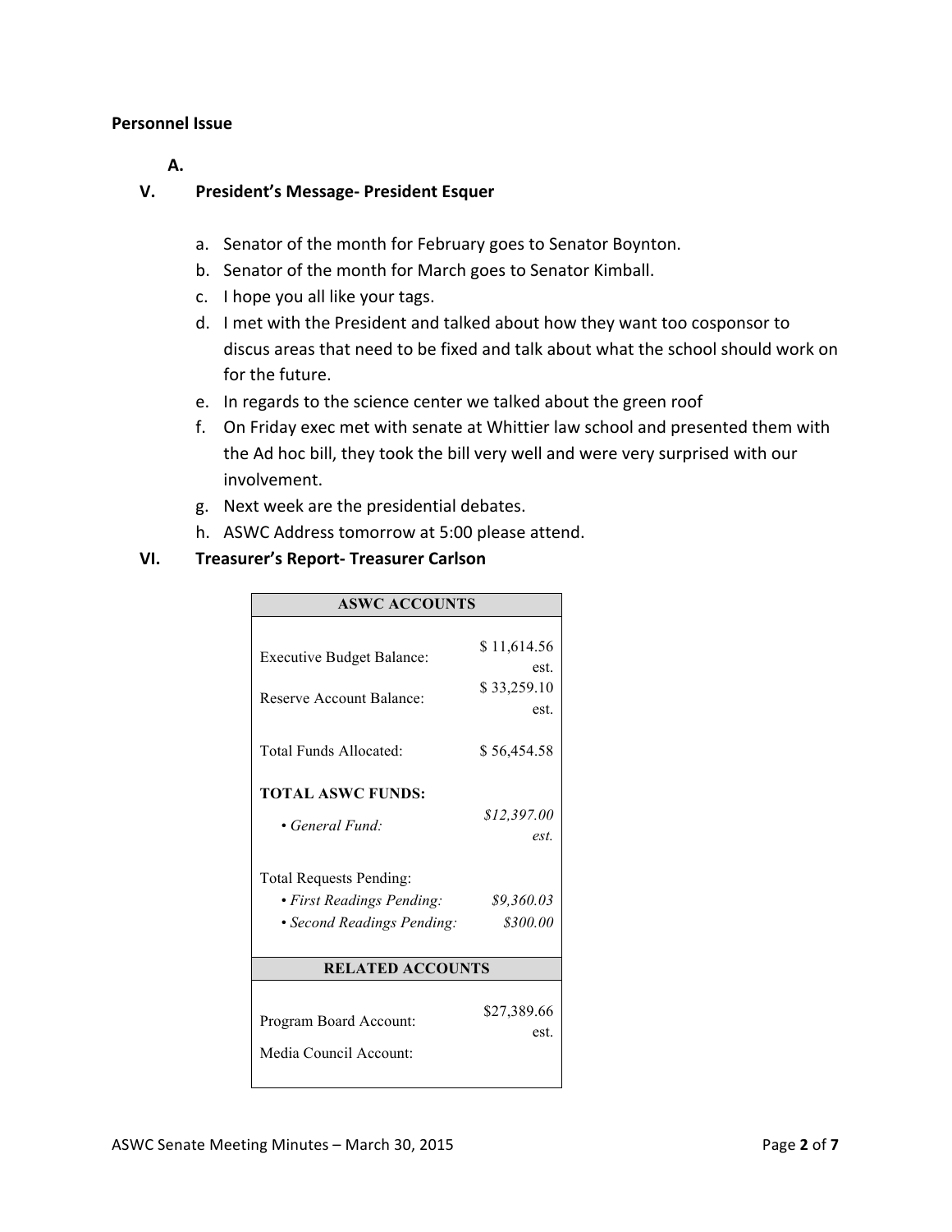**Personnel Issue**

**A.**

## V. President's Message- President Esquer

a. Senator of the month for February goes to Senator Boynton.
b. Senator of the month for March goes to Senator Kimball.
c. I hope you all like your tags.
d. I met with the President and talked about how they want too cosponsor to discus areas that need to be fixed and talk about what the school should work on for the future.
e. In regards to the science center we talked about the green roof
f. On Friday exec met with senate at Whittier law school and presented them with the Ad hoc bill, they took the bill very well and were very surprised with our involvement.
g. Next week are the presidential debates.
h. ASWC Address tomorrow at 5:00 please attend.

## VI. Treasurer's Report- Treasurer Carlson

| ASWC ACCOUNTS | |
|---|---|
| Executive Budget Balance: | $ 11,614.56 est. |
| Reserve Account Balance: | $ 33,259.10 est. |
| Total Funds Allocated: | $ 56,454.58 |
| **TOTAL ASWC FUNDS:** | |
| • *General Fund:* | *$12,397.00 est.* |
| Total Requests Pending: | |
| • *First Readings Pending:* | *$9,360.03* |
| • *Second Readings Pending:* | *$300.00* |
| **RELATED ACCOUNTS** | |
| Program Board Account: | $27,389.66 est. |
| Media Council Account: | |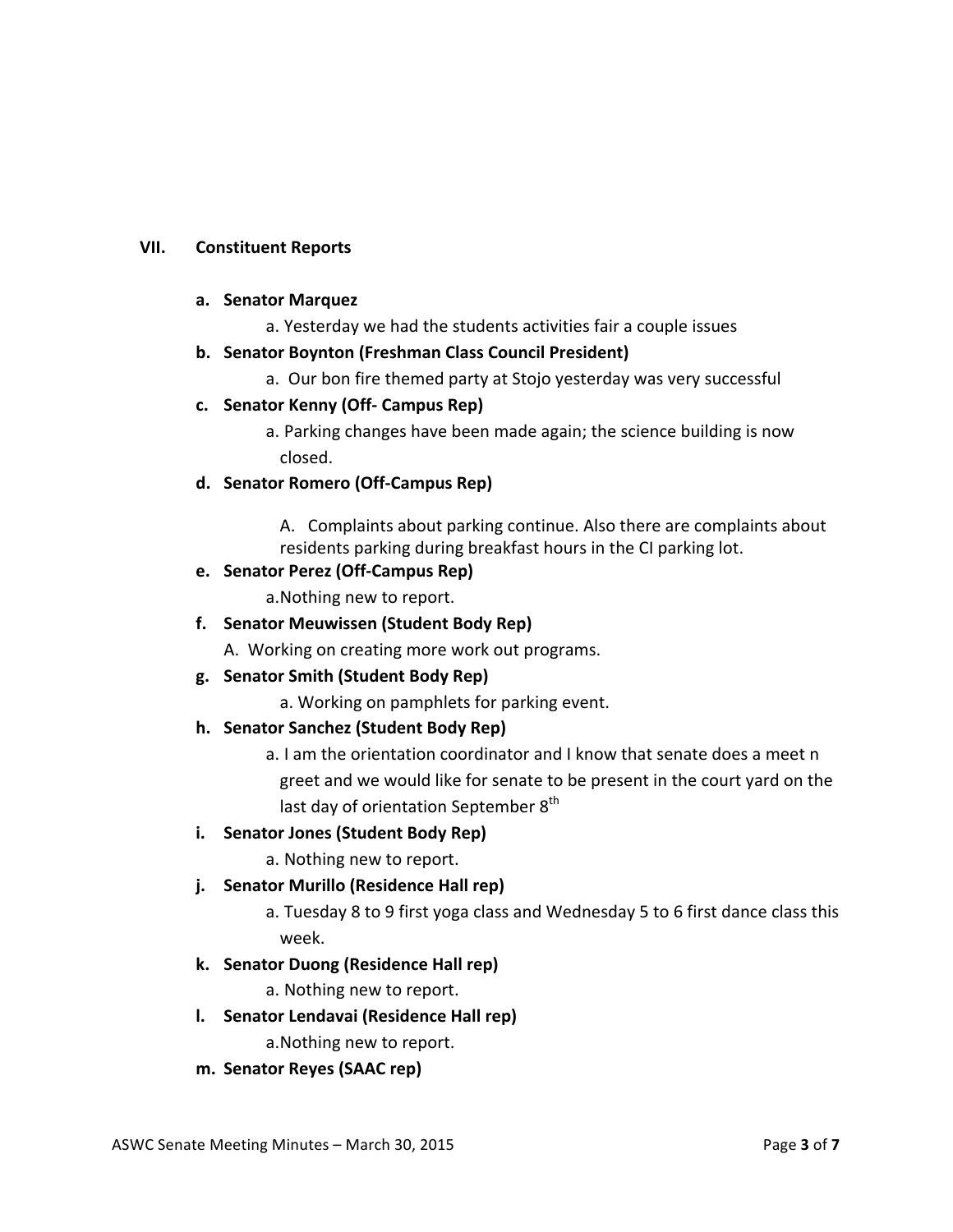## VII. Constituent Reports

**a. Senator Marquez**

a. Yesterday we had the students activities fair a couple issues

**b. Senator Boynton (Freshman Class Council President)**

a. Our bon fire themed party at Stojo yesterday was very successful

**c. Senator Kenny (Off- Campus Rep)**

a. Parking changes have been made again; the science building is now closed.

**d. Senator Romero (Off-Campus Rep)**

A. Complaints about parking continue. Also there are complaints about residents parking during breakfast hours in the CI parking lot.

**e. Senator Perez (Off-Campus Rep)**

a.Nothing new to report.

**f. Senator Meuwissen (Student Body Rep)**

A. Working on creating more work out programs.

**g. Senator Smith (Student Body Rep)**

a. Working on pamphlets for parking event.

**h. Senator Sanchez (Student Body Rep)**

a. I am the orientation coordinator and I know that senate does a meet n greet and we would like for senate to be present in the court yard on the last day of orientation September 8th

**i. Senator Jones (Student Body Rep)**

a. Nothing new to report.

**j. Senator Murillo (Residence Hall rep)**

a. Tuesday 8 to 9 first yoga class and Wednesday 5 to 6 first dance class this week.

**k. Senator Duong (Residence Hall rep)**

a. Nothing new to report.

**l. Senator Lendavai (Residence Hall rep)**

a.Nothing new to report.

**m. Senator Reyes (SAAC rep)**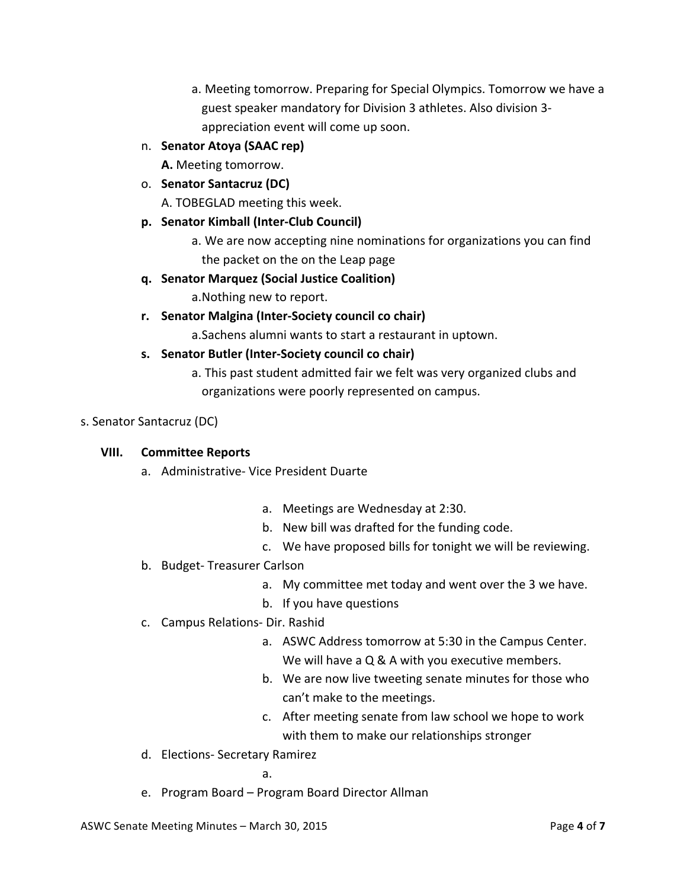a. Meeting tomorrow. Preparing for Special Olympics. Tomorrow we have a guest speaker mandatory for Division 3 athletes. Also division 3-appreciation event will come up soon.

n. **Senator Atoya (SAAC rep)**

**A.** Meeting tomorrow.

o. **Senator Santacruz (DC)**

A. TOBEGLAD meeting this week.

p. **Senator Kimball (Inter-Club Council)**

a. We are now accepting nine nominations for organizations you can find the packet on the on the Leap page

q. **Senator Marquez (Social Justice Coalition)**

a.Nothing new to report.

r. **Senator Malgina (Inter-Society council co chair)**

a.Sachens alumni wants to start a restaurant in uptown.

s. **Senator Butler (Inter-Society council co chair)**

a. This past student admitted fair we felt was very organized clubs and organizations were poorly represented on campus.

s. Senator Santacruz (DC)

## VIII. Committee Reports

a. Administrative- Vice President Duarte

a. Meetings are Wednesday at 2:30.
b. New bill was drafted for the funding code.
c. We have proposed bills for tonight we will be reviewing.

b. Budget- Treasurer Carlson

a. My committee met today and went over the 3 we have.
b. If you have questions

c. Campus Relations- Dir. Rashid

a. ASWC Address tomorrow at 5:30 in the Campus Center. We will have a Q & A with you executive members.
b. We are now live tweeting senate minutes for those who can't make to the meetings.
c. After meeting senate from law school we hope to work with them to make our relationships stronger

d. Elections- Secretary Ramirez

a.

e. Program Board – Program Board Director Allman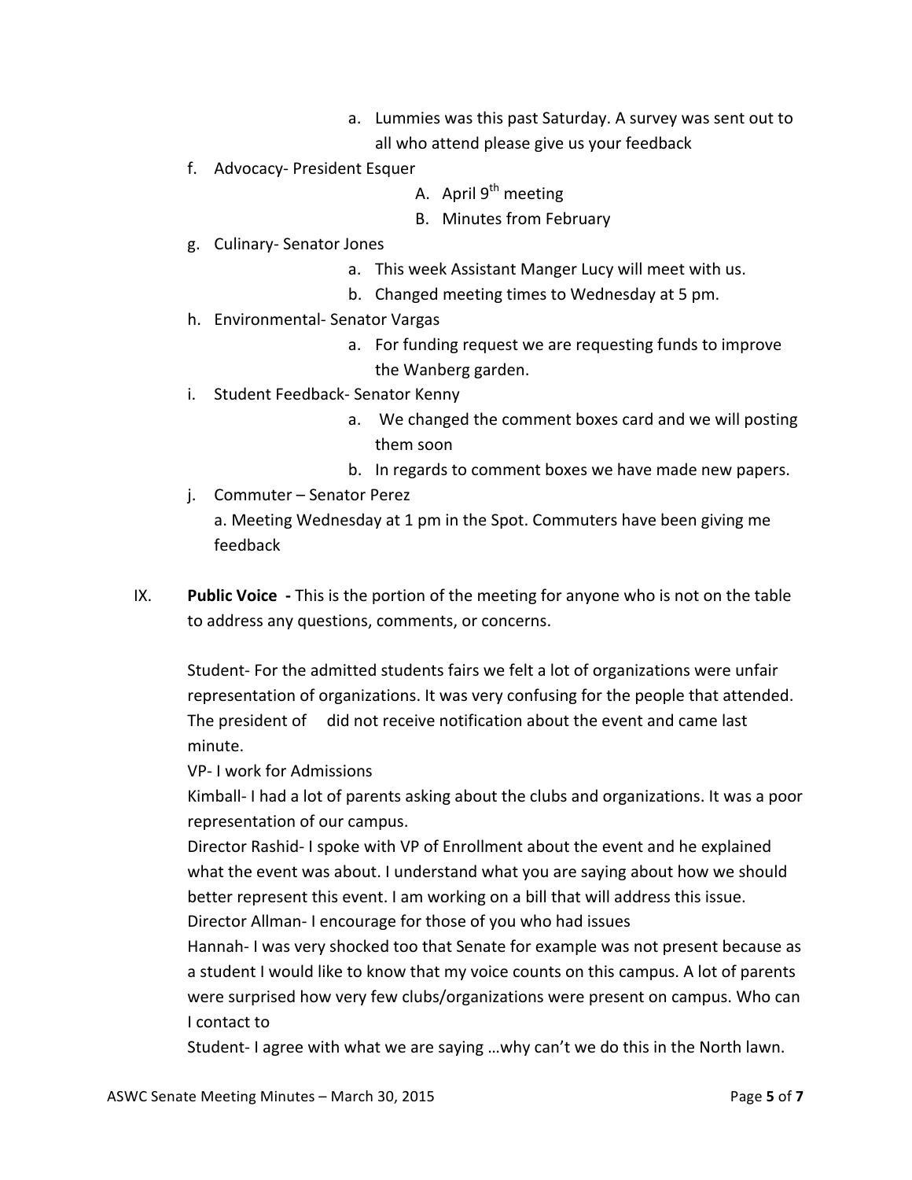a. Lummies was this past Saturday. A survey was sent out to all who attend please give us your feedback

f. Advocacy- President Esquer

        A. April 9th meeting

        B. Minutes from February

g. Culinary- Senator Jones

        a. This week Assistant Manger Lucy will meet with us.

        b. Changed meeting times to Wednesday at 5 pm.

h. Environmental- Senator Vargas

        a. For funding request we are requesting funds to improve the Wanberg garden.

i. Student Feedback- Senator Kenny

        a. We changed the comment boxes card and we will posting them soon

        b. In regards to comment boxes we have made new papers.

j. Commuter – Senator Perez

    a. Meeting Wednesday at 1 pm in the Spot. Commuters have been giving me feedback

IX. **Public Voice -** This is the portion of the meeting for anyone who is not on the table to address any questions, comments, or concerns.

Student- For the admitted students fairs we felt a lot of organizations were unfair representation of organizations. It was very confusing for the people that attended. The president of did not receive notification about the event and came last minute.

VP- I work for Admissions

Kimball- I had a lot of parents asking about the clubs and organizations. It was a poor representation of our campus.

Director Rashid- I spoke with VP of Enrollment about the event and he explained what the event was about. I understand what you are saying about how we should better represent this event. I am working on a bill that will address this issue.

Director Allman- I encourage for those of you who had issues

Hannah- I was very shocked too that Senate for example was not present because as a student I would like to know that my voice counts on this campus. A lot of parents were surprised how very few clubs/organizations were present on campus. Who can I contact to

Student- I agree with what we are saying …why can't we do this in the North lawn.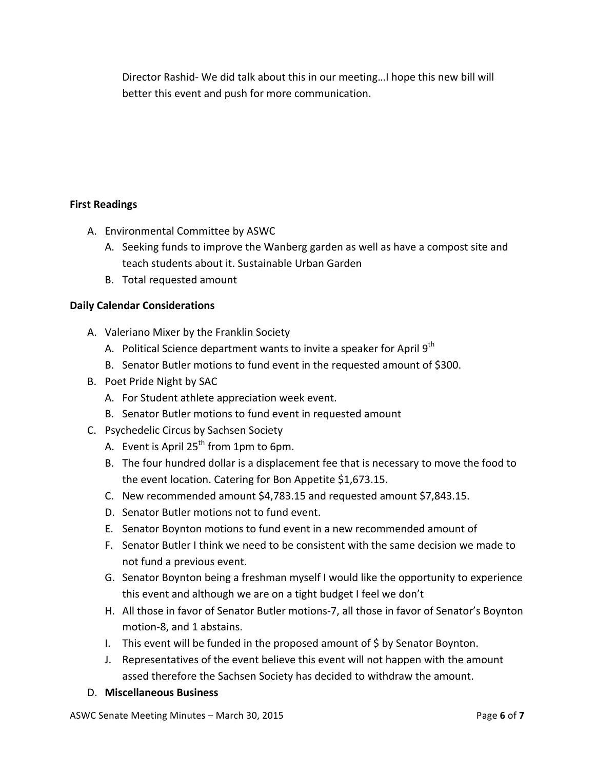Director Rashid- We did talk about this in our meeting…I hope this new bill will better this event and push for more communication.

**First Readings**

A. Environmental Committee by ASWC
   A. Seeking funds to improve the Wanberg garden as well as have a compost site and teach students about it. Sustainable Urban Garden
   B. Total requested amount

**Daily Calendar Considerations**

A. Valeriano Mixer by the Franklin Society
   A. Political Science department wants to invite a speaker for April 9th
   B. Senator Butler motions to fund event in the requested amount of $300.
B. Poet Pride Night by SAC
   A. For Student athlete appreciation week event.
   B. Senator Butler motions to fund event in requested amount
C. Psychedelic Circus by Sachsen Society
   A. Event is April 25th from 1pm to 6pm.
   B. The four hundred dollar is a displacement fee that is necessary to move the food to the event location. Catering for Bon Appetite $1,673.15.
   C. New recommended amount $4,783.15 and requested amount $7,843.15.
   D. Senator Butler motions not to fund event.
   E. Senator Boynton motions to fund event in a new recommended amount of
   F. Senator Butler I think we need to be consistent with the same decision we made to not fund a previous event.
   G. Senator Boynton being a freshman myself I would like the opportunity to experience this event and although we are on a tight budget I feel we don't
   H. All those in favor of Senator Butler motions-7, all those in favor of Senator's Boynton motion-8, and 1 abstains.
   I. This event will be funded in the proposed amount of $ by Senator Boynton.
   J. Representatives of the event believe this event will not happen with the amount assed therefore the Sachsen Society has decided to withdraw the amount.
D. **Miscellaneous Business**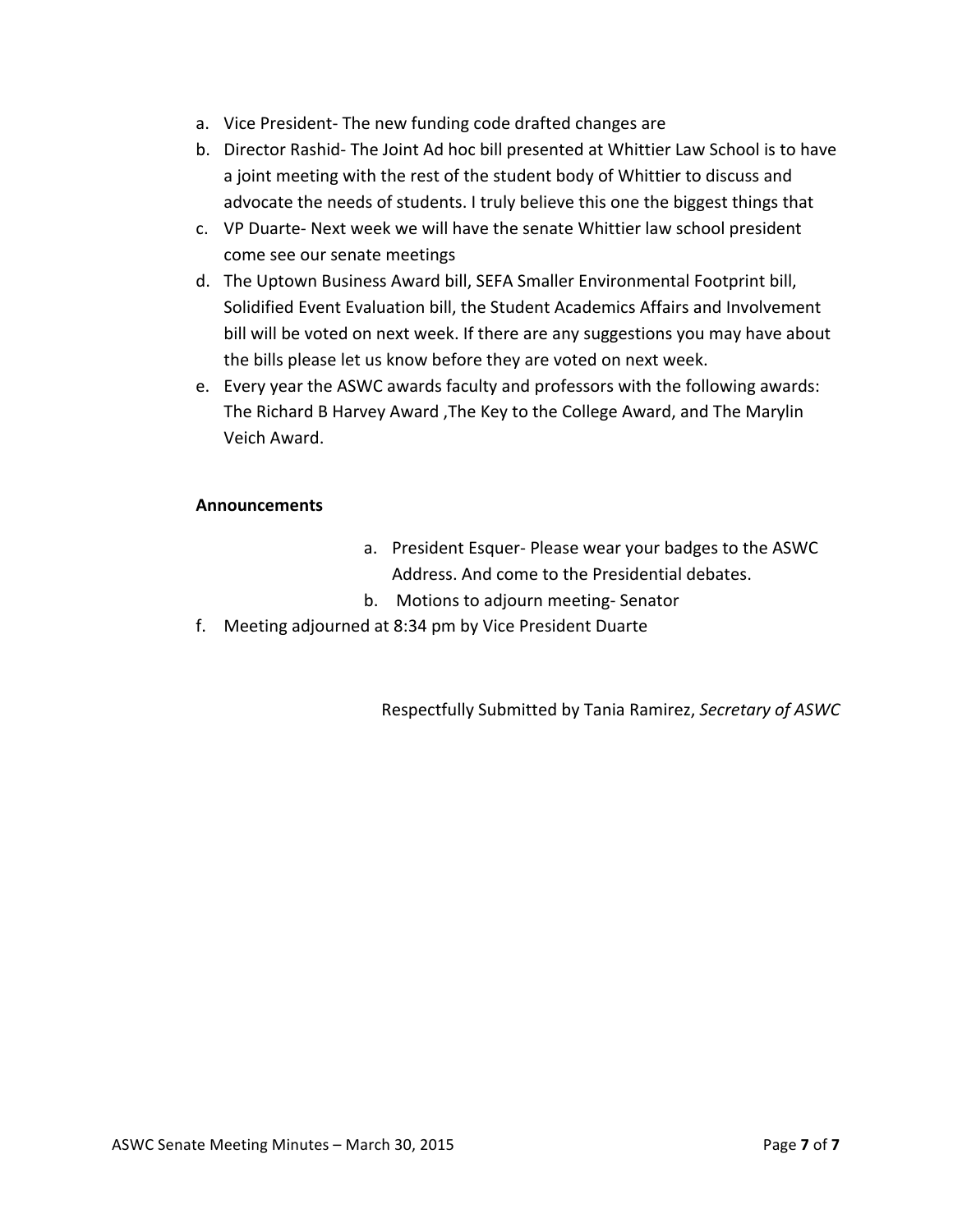a. Vice President- The new funding code drafted changes are
b. Director Rashid- The Joint Ad hoc bill presented at Whittier Law School is to have a joint meeting with the rest of the student body of Whittier to discuss and advocate the needs of students. I truly believe this one the biggest things that
c. VP Duarte- Next week we will have the senate Whittier law school president come see our senate meetings
d. The Uptown Business Award bill, SEFA Smaller Environmental Footprint bill, Solidified Event Evaluation bill, the Student Academics Affairs and Involvement bill will be voted on next week. If there are any suggestions you may have about the bills please let us know before they are voted on next week.
e. Every year the ASWC awards faculty and professors with the following awards: The Richard B Harvey Award ,The Key to the College Award, and The Marylin Veich Award.

**Announcements**

a. President Esquer- Please wear your badges to the ASWC Address. And come to the Presidential debates.
b. Motions to adjourn meeting- Senator

f. Meeting adjourned at 8:34 pm by Vice President Duarte

Respectfully Submitted by Tania Ramirez, *Secretary of ASWC*